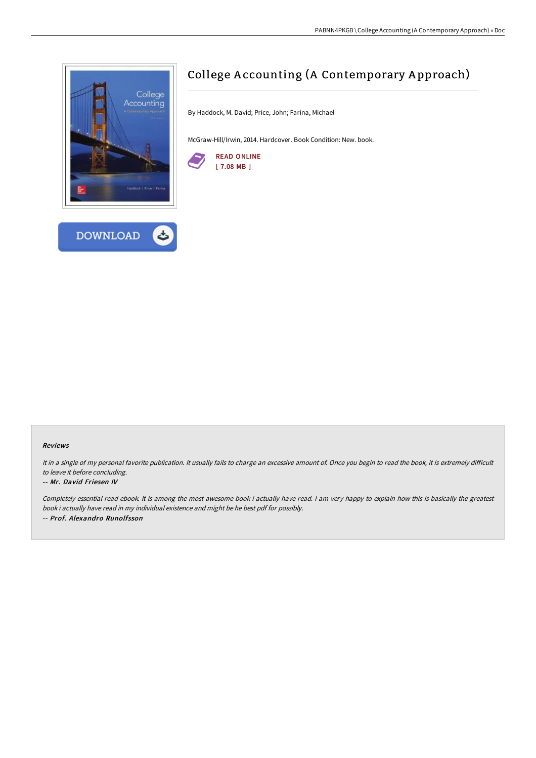# College Accounting (A Contemporary Approach)

By Haddock, M. David; Price, John; Farina, Michael

McGraw-Hill/Irwin, 2014. Hardcover. Book Condition: New. book.

READ ONLINE
[ 7.08 MB ]

DOWNLOAD

### Reviews

*It in a single of my personal favorite publication. It usually fails to charge an excessive amount of. Once you begin to read the book, it is extremely difficult to leave it before concluding.*

-- ***Mr. David Friesen IV***

*Completely essential read ebook. It is among the most awesome book i actually have read. I am very happy to explain how this is basically the greatest book i actually have read in my individual existence and might be he best pdf for possibly.*

-- ***Prof. Alexandro Runolfsson***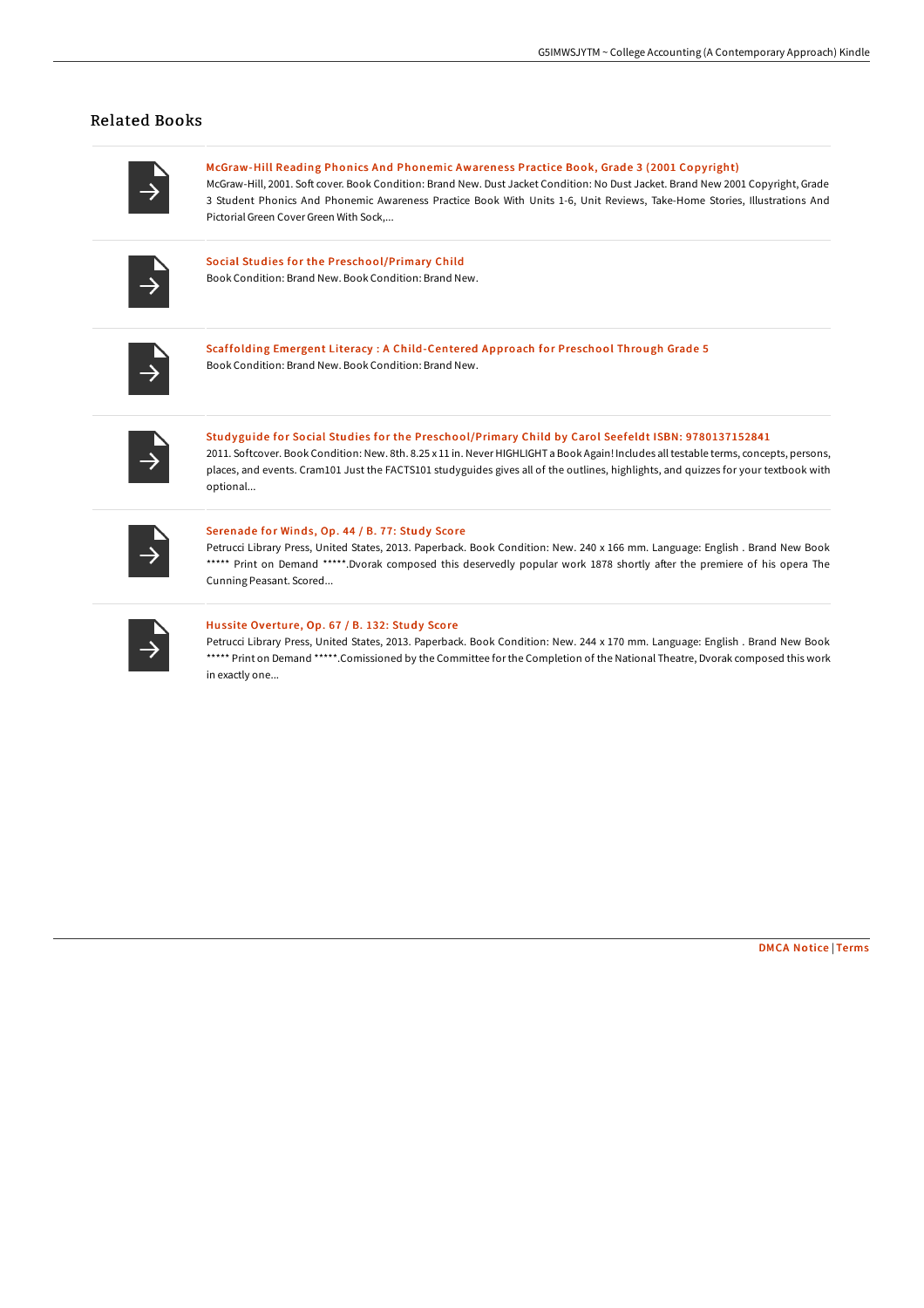## Related Books

**McGraw-Hill Reading Phonics And Phonemic Awareness Practice Book, Grade 3 (2001 Copyright)**
McGraw-Hill, 2001. Soft cover. Book Condition: Brand New. Dust Jacket Condition: No Dust Jacket. Brand New 2001 Copyright, Grade 3 Student Phonics And Phonemic Awareness Practice Book With Units 1-6, Unit Reviews, Take-Home Stories, Illustrations And Pictorial Green Cover Green With Sock,...

**Social Studies for the Preschool/Primary Child**
Book Condition: Brand New. Book Condition: Brand New.

**Scaffolding Emergent Literacy : A Child-Centered Approach for Preschool Through Grade 5**
Book Condition: Brand New. Book Condition: Brand New.

**Studyguide for Social Studies for the Preschool/Primary Child by Carol Seefeldt ISBN: 9780137152841**
2011. Softcover. Book Condition: New. 8th. 8.25 x 11 in. Never HIGHLIGHT a Book Again! Includes all testable terms, concepts, persons, places, and events. Cram101 Just the FACTS101 studyguides gives all of the outlines, highlights, and quizzes for your textbook with optional...

**Serenade for Winds, Op. 44 / B. 77: Study Score**
Petrucci Library Press, United States, 2013. Paperback. Book Condition: New. 240 x 166 mm. Language: English . Brand New Book ***** Print on Demand *****.Dvorak composed this deservedly popular work 1878 shortly after the premiere of his opera The Cunning Peasant. Scored...

**Hussite Overture, Op. 67 / B. 132: Study Score**
Petrucci Library Press, United States, 2013. Paperback. Book Condition: New. 244 x 170 mm. Language: English . Brand New Book ***** Print on Demand *****.Comissioned by the Committee for the Completion of the National Theatre, Dvorak composed this work in exactly one...

DMCA Notice | Terms